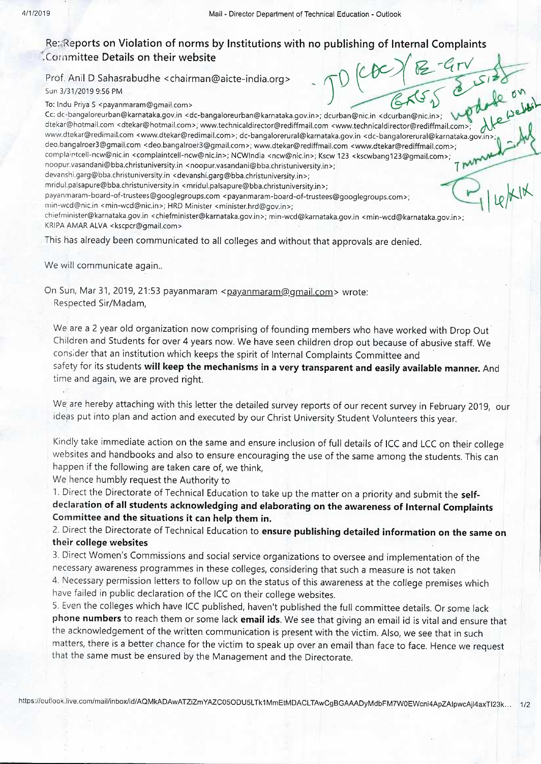# Re: Reports on Violation of norms by Institutions with no publishing of Internal Complaints Committee Details on their website

Prof. Anil D Sahasrabudhe <chairman@aicte-india.org>

Sun 3/31/2019 9:56 PM

To: Indu Priya S <payanmaram@gmail.com>

Cc: dc-bangaloreurban@karnataka.gov.in <dc-bangaloreurban@karnataka.gov.in>; dcurban@nic.in <dcurban@nic.in>; dtekar@hotmail.com <dtekar@hotmail.com>; www.technicaldirector@rediffmail.com <www.technicaldirector@rediffmail.com>; www.dtekar@redimail.com <www.dtekar@redimail.com>; dc-bangalorerural@karnataka.gov.in <dc-bangalorerural@karnataka.gov.in>; deo.bangaloroer3@gmail.com <deo.bangalroer3@gmail.com>; www.dtekar@rediffmail.com <www.dtekar@rediffmail.com>; complaintcell-ncw@nic.in <complaintcell-ncw@nic.in>; NCWIndia <ncw@nic.in>; Kscw 123 <kscwbang123@gmail.com>; noopur.vasandani@bba.christuniversity.in <noopur.vasandani@bba.christuniversity.in>; devanshi.garg@bba.christuniversity.in <devanshi.garg@bba.christuniversity.in>; mridul.palsapure@bba.christuniversity.in <mridul.palsapure@bba.christuniversity.in>; payanmaram-board-of-trustees@googlegroups.com <payanmaram-board-of-trustees@googlegroups.com>; min-wcd@nic.in <min-wcd@nic.in>; HRD Minister <minister.hrd@gov.in>; chiefminister@karnataka.gov.in <chiefminister@karnataka.gov.in>; min-wcd@karnataka.gov.in <min-wcd@karnataka.gov.in>; KRIPA AMAR ALVA <kscpcr@gmail.com>

This has already been communicated to all colleges and without that approvals are denied.

We will communicate again..

On Sun, Mar 31, 2019, 21:53 payanmaram <payanmaram@gmail.com> wrote:

Respected Sir/Madam,

We are a 2 year old organization now comprising of founding members who have worked with Drop Out Children and Students for over 4 years now. We have seen children drop out because of abusive staff. We consider that an institution which keeps the spirit of Internal Complaints Committee and safety for its students **will keep the mechanisms in a very transparent and easily available manner.** And time and again, we are proved right.

We are hereby attaching with this letter the detailed survey reports of our recent survey in February 2019, our ideas put into plan and action and executed by our Christ University Student Volunteers this year.

Kindly take immediate action on the same and ensure inclusion of full details of ICC and LCC on their college websites and handbooks and also to ensure encouraging the use of the same among the students. This can happen if the following are taken care of, we think,

We hence humbly request the Authority to

1. Direct the Directorate of Technical Education to take up the matter on a priority and submit the **self-declaration of all students acknowledging and elaborating on the awareness of Internal Complaints Committee and the situations it can help them in.**
2. Direct the Directorate of Technical Education to **ensure publishing detailed information on the same on their college websites**
3. Direct Women's Commissions and social service organizations to oversee and implementation of the necessary awareness programmes in these colleges, considering that such a measure is not taken
4. Necessary permission letters to follow up on the status of this awareness at the college premises which have failed in public declaration of the ICC on their college websites.
5. Even the colleges which have ICC published, haven't published the full committee details. Or some lack **phone numbers** to reach them or some lack **email ids**. We see that giving an email id is vital and ensure that the acknowledgement of the written communication is present with the victim. Also, we see that in such matters, there is a better chance for the victim to speak up over an email than face to face. Hence we request that the same must be ensured by the Management and the Directorate.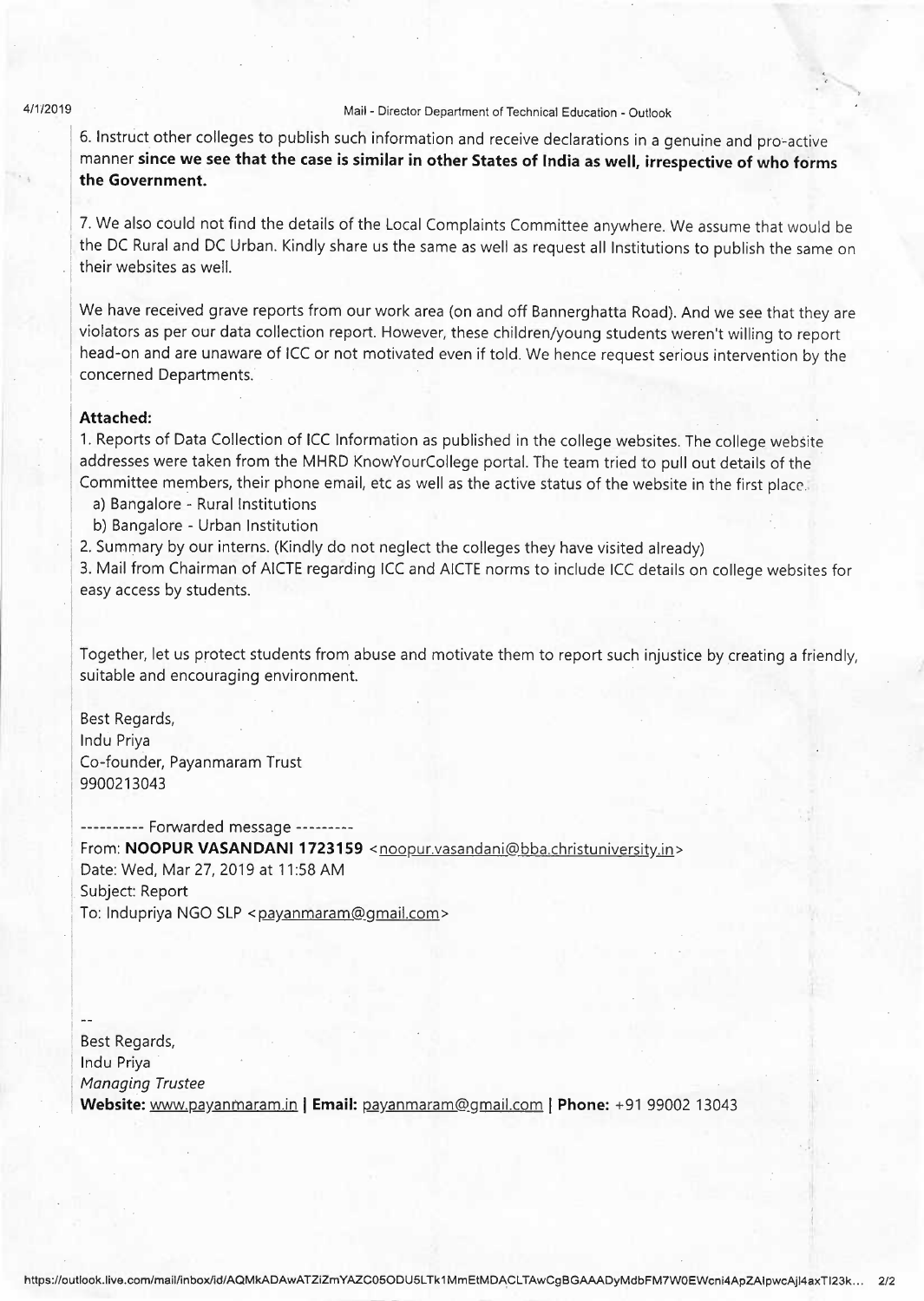6. Instruct other colleges to publish such information and receive declarations in a genuine and pro-active manner **since we see that the case is similar in other States of India as well, irrespective of who forms the Government.**

7. We also could not find the details of the Local Complaints Committee anywhere. We assume that would be the DC Rural and DC Urban. Kindly share us the same as well as request all Institutions to publish the same on their websites as well.

We have received grave reports from our work area (on and off Bannerghatta Road). And we see that they are violators as per our data collection report. However, these children/young students weren't willing to report head-on and are unaware of ICC or not motivated even if told. We hence request serious intervention by the concerned Departments.

**Attached:**

1. Reports of Data Collection of ICC Information as published in the college websites. The college website addresses were taken from the MHRD KnowYourCollege portal. The team tried to pull out details of the Committee members, their phone email, etc as well as the active status of the website in the first place.
   a) Bangalore - Rural Institutions
   b) Bangalore - Urban Institution
2. Summary by our interns. (Kindly do not neglect the colleges they have visited already)
3. Mail from Chairman of AICTE regarding ICC and AICTE norms to include ICC details on college websites for easy access by students.

Together, let us protect students from abuse and motivate them to report such injustice by creating a friendly, suitable and encouraging environment.

Best Regards,
Indu Priya
Co-founder, Payanmaram Trust
9900213043

---------- Forwarded message ---------
From: **NOOPUR VASANDANI 1723159** <noopur.vasandani@bba.christuniversity.in>
Date: Wed, Mar 27, 2019 at 11:58 AM
Subject: Report
To: Indupriya NGO SLP <payanmaram@gmail.com>

--
Best Regards,
Indu Priya
*Managing Trustee*
**Website:** www.payanmaram.in | **Email:** payanmaram@gmail.com | **Phone:** +91 99002 13043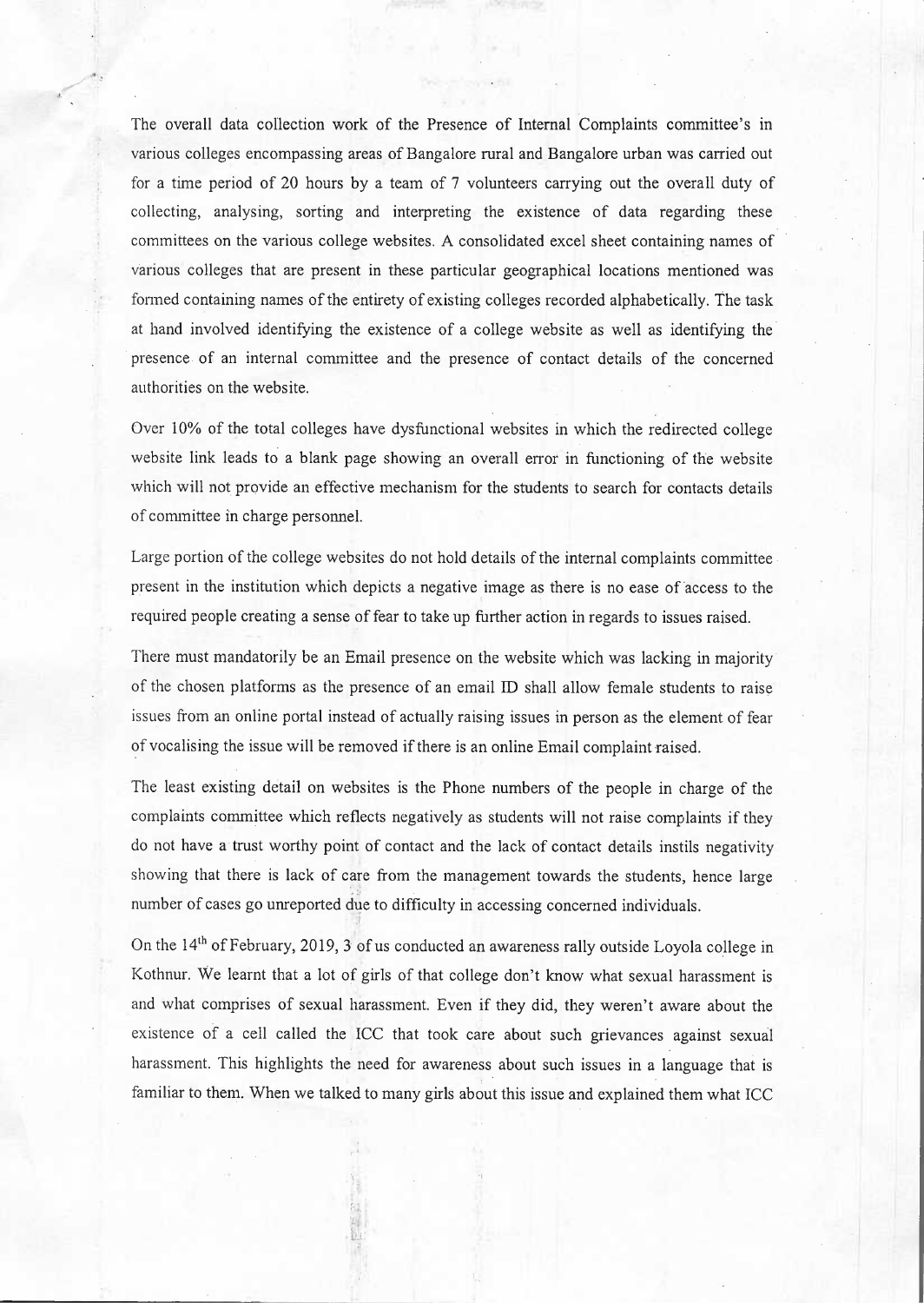The overall data collection work of the Presence of Internal Complaints committee's in various colleges encompassing areas of Bangalore rural and Bangalore urban was carried out for a time period of 20 hours by a team of 7 volunteers carrying out the overall duty of collecting, analysing, sorting and interpreting the existence of data regarding these committees on the various college websites. A consolidated excel sheet containing names of various colleges that are present in these particular geographical locations mentioned was formed containing names of the entirety of existing colleges recorded alphabetically. The task at hand involved identifying the existence of a college website as well as identifying the presence of an internal committee and the presence of contact details of the concerned authorities on the website.

Over 10% of the total colleges have dysfunctional websites in which the redirected college website link leads to a blank page showing an overall error in functioning of the website which will not provide an effective mechanism for the students to search for contacts details of committee in charge personnel.

Large portion of the college websites do not hold details of the internal complaints committee present in the institution which depicts a negative image as there is no ease of access to the required people creating a sense of fear to take up further action in regards to issues raised.

There must mandatorily be an Email presence on the website which was lacking in majority of the chosen platforms as the presence of an email ID shall allow female students to raise issues from an online portal instead of actually raising issues in person as the element of fear of vocalising the issue will be removed if there is an online Email complaint raised.

The least existing detail on websites is the Phone numbers of the people in charge of the complaints committee which reflects negatively as students will not raise complaints if they do not have a trust worthy point of contact and the lack of contact details instils negativity showing that there is lack of care from the management towards the students, hence large number of cases go unreported due to difficulty in accessing concerned individuals.

On the 14th of February, 2019, 3 of us conducted an awareness rally outside Loyola college in Kothnur. We learnt that a lot of girls of that college don't know what sexual harassment is and what comprises of sexual harassment. Even if they did, they weren't aware about the existence of a cell called the ICC that took care about such grievances against sexual harassment. This highlights the need for awareness about such issues in a language that is familiar to them. When we talked to many girls about this issue and explained them what ICC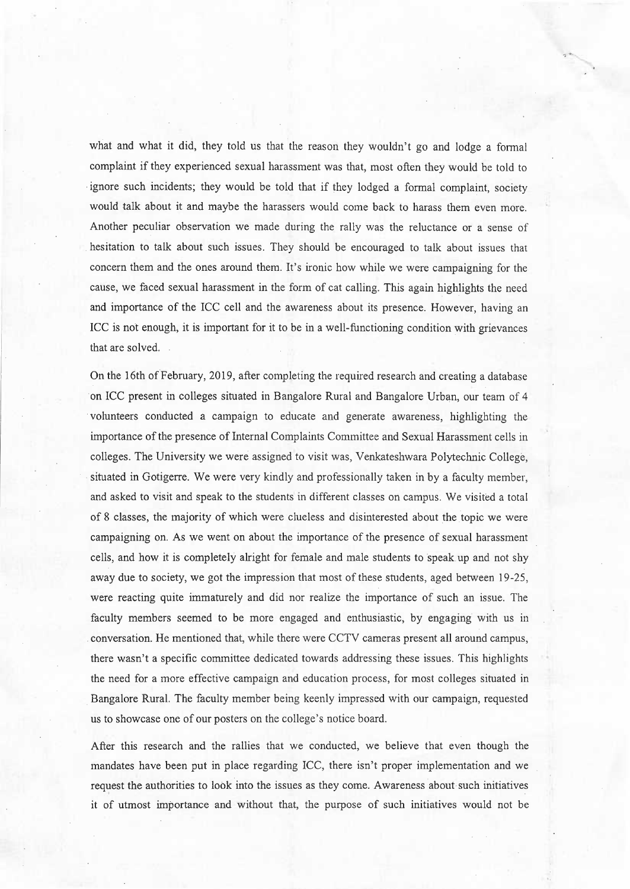what and what it did, they told us that the reason they wouldn't go and lodge a formal complaint if they experienced sexual harassment was that, most often they would be told to ignore such incidents; they would be told that if they lodged a formal complaint, society would talk about it and maybe the harassers would come back to harass them even more. Another peculiar observation we made during the rally was the reluctance or a sense of hesitation to talk about such issues. They should be encouraged to talk about issues that concern them and the ones around them. It's ironic how while we were campaigning for the cause, we faced sexual harassment in the form of cat calling. This again highlights the need and importance of the ICC cell and the awareness about its presence. However, having an ICC is not enough, it is important for it to be in a well-functioning condition with grievances that are solved.

On the 16th of February, 2019, after completing the required research and creating a database on ICC present in colleges situated in Bangalore Rural and Bangalore Urban, our team of 4 volunteers conducted a campaign to educate and generate awareness, highlighting the importance of the presence of Internal Complaints Committee and Sexual Harassment cells in colleges. The University we were assigned to visit was, Venkateshwara Polytechnic College, situated in Gotigerre. We were very kindly and professionally taken in by a faculty member, and asked to visit and speak to the students in different classes on campus. We visited a total of 8 classes, the majority of which were clueless and disinterested about the topic we were campaigning on. As we went on about the importance of the presence of sexual harassment cells, and how it is completely alright for female and male students to speak up and not shy away due to society, we got the impression that most of these students, aged between 19-25, were reacting quite immaturely and did nor realize the importance of such an issue. The faculty members seemed to be more engaged and enthusiastic, by engaging with us in conversation. He mentioned that, while there were CCTV cameras present all around campus, there wasn't a specific committee dedicated towards addressing these issues. This highlights the need for a more effective campaign and education process, for most colleges situated in Bangalore Rural. The faculty member being keenly impressed with our campaign, requested us to showcase one of our posters on the college's notice board.

After this research and the rallies that we conducted, we believe that even though the mandates have been put in place regarding ICC, there isn't proper implementation and we request the authorities to look into the issues as they come. Awareness about such initiatives it of utmost importance and without that, the purpose of such initiatives would not be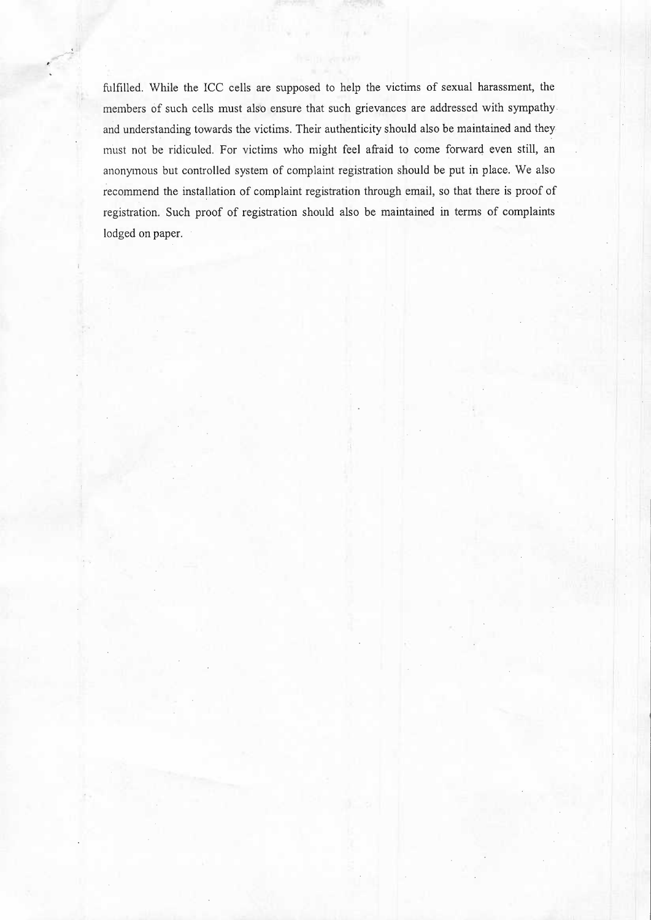fulfilled. While the ICC cells are supposed to help the victims of sexual harassment, the members of such cells must also ensure that such grievances are addressed with sympathy and understanding towards the victims. Their authenticity should also be maintained and they must not be ridiculed. For victims who might feel afraid to come forward even still, an anonymous but controlled system of complaint registration should be put in place. We also recommend the installation of complaint registration through email, so that there is proof of registration. Such proof of registration should also be maintained in terms of complaints lodged on paper.